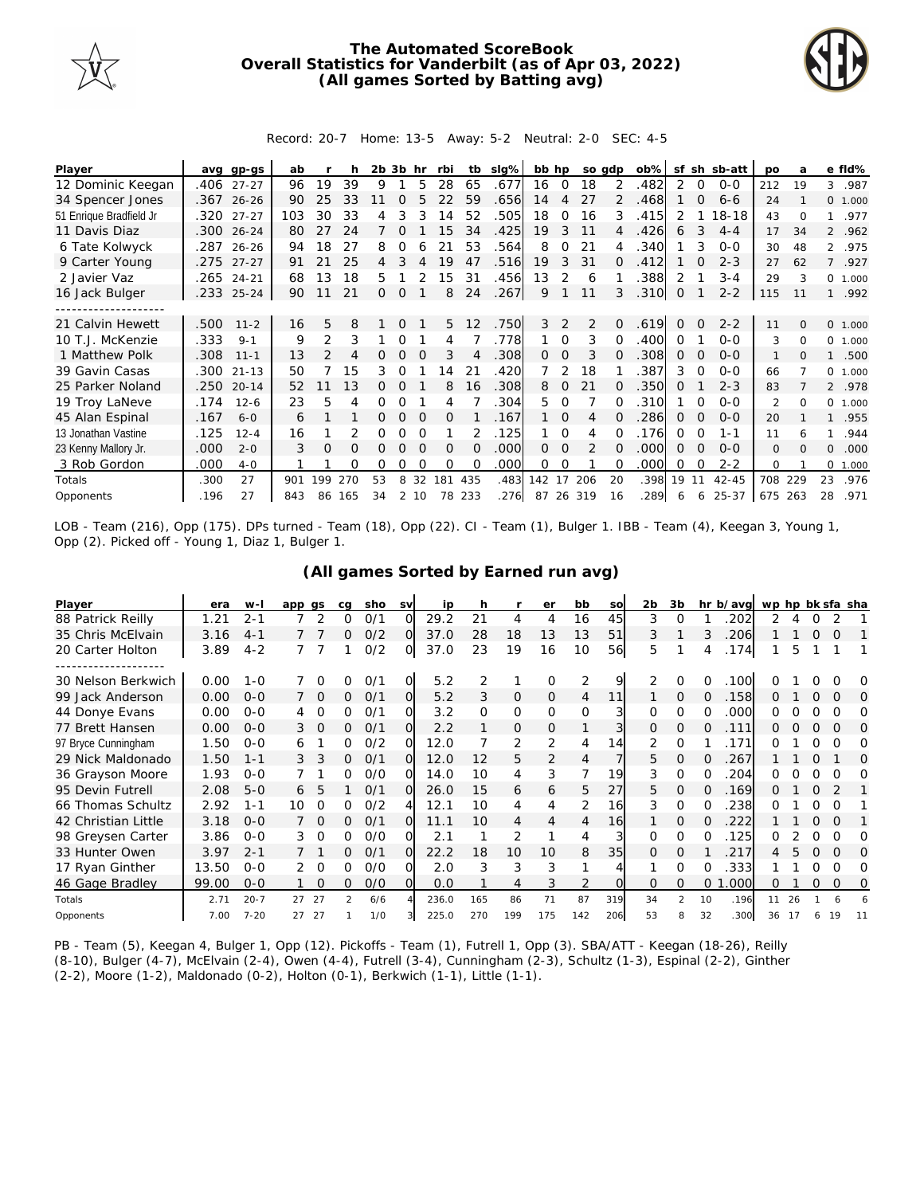# The Automated ScoreBook
## Overall Statistics for Vanderbilt (as of Apr 03, 2022)
## (All games Sorted by Batting avg)

Record: 20-7 Home: 13-5 Away: 5-2 Neutral: 2-0 SEC: 4-5

| Player | avg | gp-gs | ab | r | h | 2b | 3b | hr | rbi | tb | slg% | bb | hp | so | gdp | ob% | sf | sh | sb-att | po | a | e | fld% |
|---|---|---|---|---|---|---|---|---|---|---|---|---|---|---|---|---|---|---|---|---|---|---|---|
| 12 Dominic Keegan | .406 | 27-27 | 96 | 19 | 39 | 9 | 1 | 5 | 28 | 65 | .677 | 16 | 0 | 18 | 2 | .482 | 2 | 0 | 0-0 | 212 | 19 | 3 | .987 |
| 34 Spencer Jones | .367 | 26-26 | 90 | 25 | 33 | 11 | 0 | 5 | 22 | 59 | .656 | 14 | 4 | 27 | 2 | .468 | 1 | 0 | 6-6 | 24 | 1 | 0 | 1.000 |
| 51 Enrique Bradfield Jr | .320 | 27-27 | 103 | 30 | 33 | 4 | 3 | 3 | 14 | 52 | .505 | 18 | 0 | 16 | 3 | .415 | 2 | 1 | 18-18 | 43 | 0 | 1 | .977 |
| 11 Davis Diaz | .300 | 26-24 | 80 | 27 | 24 | 7 | 0 | 1 | 15 | 34 | .425 | 19 | 3 | 11 | 4 | .426 | 6 | 3 | 4-4 | 17 | 34 | 2 | .962 |
| 6 Tate Kolwyck | .287 | 26-26 | 94 | 18 | 27 | 8 | 0 | 6 | 21 | 53 | .564 | 8 | 0 | 21 | 4 | .340 | 1 | 3 | 0-0 | 30 | 48 | 2 | .975 |
| 9 Carter Young | .275 | 27-27 | 91 | 21 | 25 | 4 | 3 | 4 | 19 | 47 | .516 | 19 | 3 | 31 | 0 | .412 | 1 | 0 | 2-3 | 27 | 62 | 7 | .927 |
| 2 Javier Vaz | .265 | 24-21 | 68 | 13 | 18 | 5 | 1 | 2 | 15 | 31 | .456 | 13 | 2 | 6 | 1 | .388 | 2 | 1 | 3-4 | 29 | 3 | 0 | 1.000 |
| 16 Jack Bulger | .233 | 25-24 | 90 | 11 | 21 | 0 | 0 | 1 | 8 | 24 | .267 | 9 | 1 | 11 | 3 | .310 | 0 | 1 | 2-2 | 115 | 11 | 1 | .992 |
| -------------------- | | | | | | | | | | | | | | | | | | | | | | | |
| 21 Calvin Hewett | .500 | 11-2 | 16 | 5 | 8 | 1 | 0 | 1 | 5 | 12 | .750 | 3 | 2 | 2 | 0 | .619 | 0 | 0 | 2-2 | 11 | 0 | 0 | 1.000 |
| 10 T.J. McKenzie | .333 | 9-1 | 9 | 2 | 3 | 1 | 0 | 1 | 4 | 7 | .778 | 1 | 0 | 3 | 0 | .400 | 0 | 1 | 0-0 | 3 | 0 | 0 | 1.000 |
| 1 Matthew Polk | .308 | 11-1 | 13 | 2 | 4 | 0 | 0 | 0 | 3 | 4 | .308 | 0 | 0 | 3 | 0 | .308 | 0 | 0 | 0-0 | 1 | 0 | 1 | .500 |
| 39 Gavin Casas | .300 | 21-13 | 50 | 7 | 15 | 3 | 0 | 1 | 14 | 21 | .420 | 7 | 2 | 18 | 1 | .387 | 3 | 0 | 0-0 | 66 | 7 | 0 | 1.000 |
| 25 Parker Noland | .250 | 20-14 | 52 | 11 | 13 | 0 | 0 | 1 | 8 | 16 | .308 | 8 | 0 | 21 | 0 | .350 | 0 | 1 | 2-3 | 83 | 7 | 2 | .978 |
| 19 Troy LaNeve | .174 | 12-6 | 23 | 5 | 4 | 0 | 0 | 1 | 4 | 7 | .304 | 5 | 0 | 7 | 0 | .310 | 1 | 0 | 0-0 | 2 | 0 | 0 | 1.000 |
| 45 Alan Espinal | .167 | 6-0 | 6 | 1 | 1 | 0 | 0 | 0 | 0 | 1 | .167 | 1 | 0 | 4 | 0 | .286 | 0 | 0 | 0-0 | 20 | 1 | 1 | .955 |
| 13 Jonathan Vastine | .125 | 12-4 | 16 | 1 | 2 | 0 | 0 | 0 | 1 | 2 | .125 | 1 | 0 | 4 | 0 | .176 | 0 | 0 | 1-1 | 11 | 6 | 1 | .944 |
| 23 Kenny Mallory Jr. | .000 | 2-0 | 3 | 0 | 0 | 0 | 0 | 0 | 0 | 0 | .000 | 0 | 0 | 2 | 0 | .000 | 0 | 0 | 0-0 | 0 | 0 | 0 | .000 |
| 3 Rob Gordon | .000 | 4-0 | 1 | 1 | 0 | 0 | 0 | 0 | 0 | 0 | .000 | 0 | 0 | 1 | 0 | .000 | 0 | 0 | 2-2 | 0 | 1 | 0 | 1.000 |
| Totals | .300 | 27 | 901 | 199 | 270 | 53 | 8 | 32 | 181 | 435 | .483 | 142 | 17 | 206 | 20 | .398 | 19 | 11 | 42-45 | 708 | 229 | 23 | .976 |
| Opponents | .196 | 27 | 843 | 86 | 165 | 34 | 2 | 10 | 78 | 233 | .276 | 87 | 26 | 319 | 16 | .289 | 6 | 6 | 25-37 | 675 | 263 | 28 | .971 |

LOB - Team (216), Opp (175). DPs turned - Team (18), Opp (22). CI - Team (1), Bulger 1. IBB - Team (4), Keegan 3, Young 1, Opp (2). Picked off - Young 1, Diaz 1, Bulger 1.

## (All games Sorted by Earned run avg)

| Player | era | w-l | app | gs | cg | sho | sv | ip | h | r | er | bb | so | 2b | 3b | hr | b/avg | wp | hp | bk | sfa | sha |
|---|---|---|---|---|---|---|---|---|---|---|---|---|---|---|---|---|---|---|---|---|---|---|
| 88 Patrick Reilly | 1.21 | 2-1 | 7 | 2 | 0 | 0/1 | 0 | 29.2 | 21 | 4 | 4 | 16 | 45 | 3 | 0 | 1 | .202 | 2 | 4 | 0 | 2 | 1 |
| 35 Chris McElvain | 3.16 | 4-1 | 7 | 7 | 0 | 0/2 | 0 | 37.0 | 28 | 18 | 13 | 13 | 51 | 3 | 1 | 3 | .206 | 1 | 1 | 0 | 0 | 1 |
| 20 Carter Holton | 3.89 | 4-2 | 7 | 7 | 1 | 0/2 | 0 | 37.0 | 23 | 19 | 16 | 10 | 56 | 5 | 1 | 4 | .174 | 1 | 5 | 1 | 1 | 1 |
| -------------------- | | | | | | | | | | | | | | | | | | | | | | |
| 30 Nelson Berkwich | 0.00 | 1-0 | 7 | 0 | 0 | 0/1 | 0 | 5.2 | 2 | 1 | 0 | 2 | 9 | 2 | 0 | 0 | .100 | 0 | 1 | 0 | 0 | 0 |
| 99 Jack Anderson | 0.00 | 0-0 | 7 | 0 | 0 | 0/1 | 0 | 5.2 | 3 | 0 | 0 | 4 | 11 | 1 | 0 | 0 | .158 | 0 | 1 | 0 | 0 | 0 |
| 44 Donye Evans | 0.00 | 0-0 | 4 | 0 | 0 | 0/1 | 0 | 3.2 | 0 | 0 | 0 | 0 | 3 | 0 | 0 | 0 | .000 | 0 | 0 | 0 | 0 | 0 |
| 77 Brett Hansen | 0.00 | 0-0 | 3 | 0 | 0 | 0/1 | 0 | 2.2 | 1 | 0 | 0 | 1 | 3 | 0 | 0 | 0 | .111 | 0 | 0 | 0 | 0 | 0 |
| 97 Bryce Cunningham | 1.50 | 0-0 | 6 | 1 | 0 | 0/2 | 0 | 12.0 | 7 | 2 | 2 | 4 | 14 | 2 | 0 | 1 | .171 | 0 | 1 | 0 | 0 | 0 |
| 29 Nick Maldonado | 1.50 | 1-1 | 3 | 3 | 0 | 0/1 | 0 | 12.0 | 12 | 5 | 2 | 4 | 7 | 5 | 0 | 0 | .267 | 1 | 1 | 0 | 1 | 0 |
| 36 Grayson Moore | 1.93 | 0-0 | 7 | 1 | 0 | 0/0 | 0 | 14.0 | 10 | 4 | 3 | 7 | 19 | 3 | 0 | 0 | .204 | 0 | 0 | 0 | 0 | 0 |
| 95 Devin Futrell | 2.08 | 5-0 | 6 | 5 | 1 | 0/1 | 0 | 26.0 | 15 | 6 | 6 | 5 | 27 | 5 | 0 | 0 | .169 | 0 | 1 | 0 | 2 | 1 |
| 66 Thomas Schultz | 2.92 | 1-1 | 10 | 0 | 0 | 0/2 | 4 | 12.1 | 10 | 4 | 4 | 2 | 16 | 3 | 0 | 0 | .238 | 0 | 1 | 0 | 0 | 1 |
| 42 Christian Little | 3.18 | 0-0 | 7 | 0 | 0 | 0/1 | 0 | 11.1 | 10 | 4 | 4 | 4 | 16 | 1 | 0 | 0 | .222 | 1 | 1 | 0 | 0 | 1 |
| 98 Greysen Carter | 3.86 | 0-0 | 3 | 0 | 0 | 0/0 | 0 | 2.1 | 1 | 2 | 1 | 4 | 3 | 0 | 0 | 0 | .125 | 0 | 2 | 0 | 0 | 0 |
| 33 Hunter Owen | 3.97 | 2-1 | 7 | 1 | 0 | 0/1 | 0 | 22.2 | 18 | 10 | 10 | 8 | 35 | 0 | 0 | 1 | .217 | 4 | 5 | 0 | 0 | 0 |
| 17 Ryan Ginther | 13.50 | 0-0 | 2 | 0 | 0 | 0/0 | 0 | 2.0 | 3 | 3 | 3 | 1 | 4 | 1 | 0 | 0 | .333 | 1 | 1 | 0 | 0 | 0 |
| 46 Gage Bradley | 99.00 | 0-0 | 1 | 0 | 0 | 0/0 | 0 | 0.0 | 1 | 4 | 3 | 2 | 0 | 0 | 0 | 0 | 1.000 | 0 | 1 | 0 | 0 | 0 |
| Totals | 2.71 | 20-7 | 27 | 27 | 2 | 6/6 | 4 | 236.0 | 165 | 86 | 71 | 87 | 319 | 34 | 2 | 10 | .196 | 11 | 26 | 1 | 6 | 6 |
| Opponents | 7.00 | 7-20 | 27 | 27 | 1 | 1/0 | 3 | 225.0 | 270 | 199 | 175 | 142 | 206 | 53 | 8 | 32 | .300 | 36 | 17 | 6 | 19 | 11 |

PB - Team (5), Keegan 4, Bulger 1, Opp (12). Pickoffs - Team (1), Futrell 1, Opp (3). SBA/ATT - Keegan (18-26), Reilly (8-10), Bulger (4-7), McElvain (2-4), Owen (4-4), Futrell (3-4), Cunningham (2-3), Schultz (1-3), Espinal (2-2), Ginther (2-2), Moore (1-2), Maldonado (0-2), Holton (0-1), Berkwich (1-1), Little (1-1).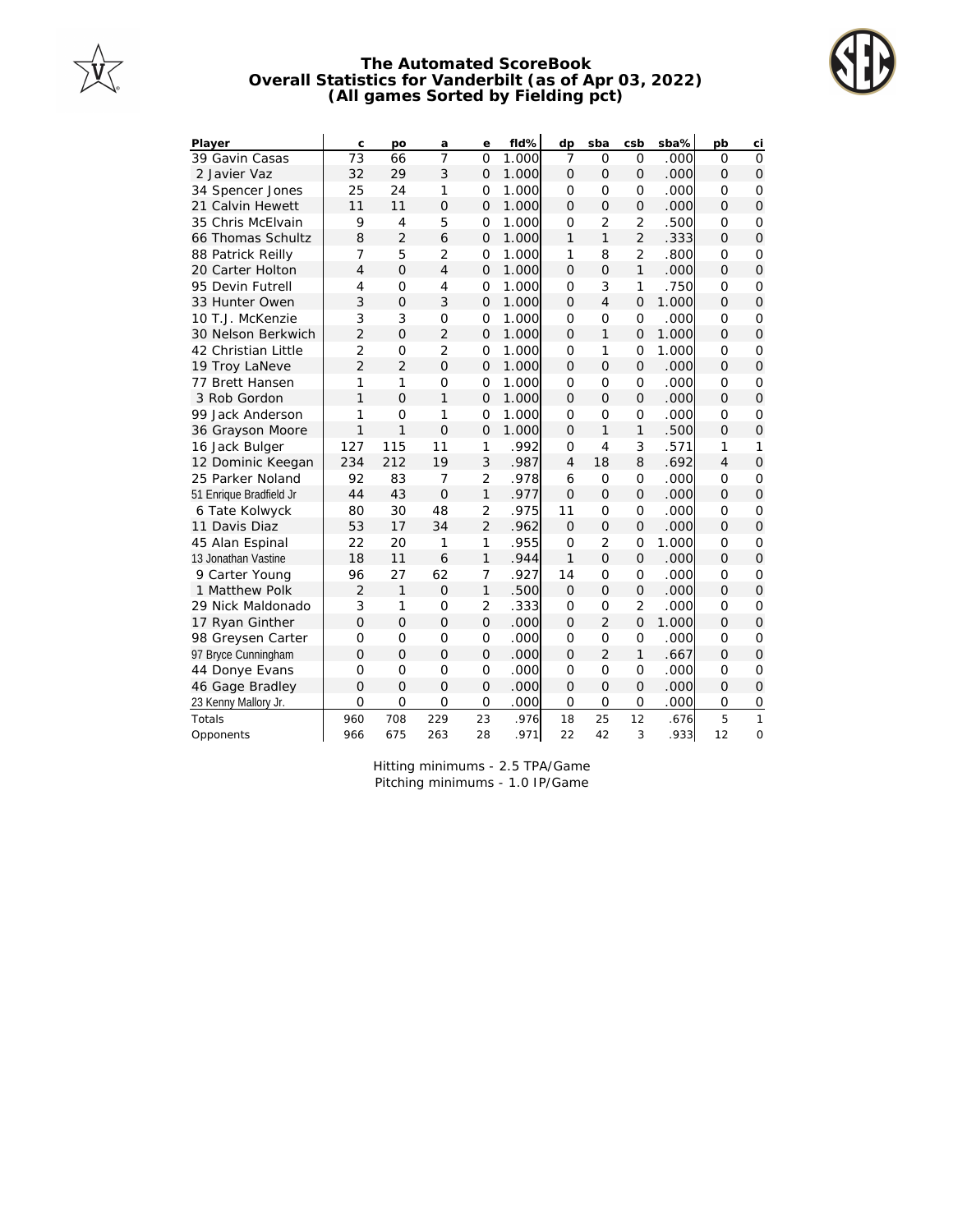# The Automated ScoreBook
## Overall Statistics for Vanderbilt (as of Apr 03, 2022)
### (All games Sorted by Fielding pct)

| Player | c | po | a | e | fld% | dp | sba | csb | sba% | pb | ci |
|---|---|---|---|---|---|---|---|---|---|---|---|
| 39 Gavin Casas | 73 | 66 | 7 | 0 | 1.000 | 7 | 0 | 0 | .000 | 0 | 0 |
| 2 Javier Vaz | 32 | 29 | 3 | 0 | 1.000 | 0 | 0 | 0 | .000 | 0 | 0 |
| 34 Spencer Jones | 25 | 24 | 1 | 0 | 1.000 | 0 | 0 | 0 | .000 | 0 | 0 |
| 21 Calvin Hewett | 11 | 11 | 0 | 0 | 1.000 | 0 | 0 | 0 | .000 | 0 | 0 |
| 35 Chris McElvain | 9 | 4 | 5 | 0 | 1.000 | 0 | 2 | 2 | .500 | 0 | 0 |
| 66 Thomas Schultz | 8 | 2 | 6 | 0 | 1.000 | 1 | 1 | 2 | .333 | 0 | 0 |
| 88 Patrick Reilly | 7 | 5 | 2 | 0 | 1.000 | 1 | 8 | 2 | .800 | 0 | 0 |
| 20 Carter Holton | 4 | 0 | 4 | 0 | 1.000 | 0 | 0 | 1 | .000 | 0 | 0 |
| 95 Devin Futrell | 4 | 0 | 4 | 0 | 1.000 | 0 | 3 | 1 | .750 | 0 | 0 |
| 33 Hunter Owen | 3 | 0 | 3 | 0 | 1.000 | 0 | 4 | 0 | 1.000 | 0 | 0 |
| 10 T.J. McKenzie | 3 | 3 | 0 | 0 | 1.000 | 0 | 0 | 0 | .000 | 0 | 0 |
| 30 Nelson Berkwich | 2 | 0 | 2 | 0 | 1.000 | 0 | 1 | 0 | 1.000 | 0 | 0 |
| 42 Christian Little | 2 | 0 | 2 | 0 | 1.000 | 0 | 1 | 0 | 1.000 | 0 | 0 |
| 19 Troy LaNeve | 2 | 2 | 0 | 0 | 1.000 | 0 | 0 | 0 | .000 | 0 | 0 |
| 77 Brett Hansen | 1 | 1 | 0 | 0 | 1.000 | 0 | 0 | 0 | .000 | 0 | 0 |
| 3 Rob Gordon | 1 | 0 | 1 | 0 | 1.000 | 0 | 0 | 0 | .000 | 0 | 0 |
| 99 Jack Anderson | 1 | 0 | 1 | 0 | 1.000 | 0 | 0 | 0 | .000 | 0 | 0 |
| 36 Grayson Moore | 1 | 1 | 0 | 0 | 1.000 | 0 | 1 | 1 | .500 | 0 | 0 |
| 16 Jack Bulger | 127 | 115 | 11 | 1 | .992 | 0 | 4 | 3 | .571 | 1 | 1 |
| 12 Dominic Keegan | 234 | 212 | 19 | 3 | .987 | 4 | 18 | 8 | .692 | 4 | 0 |
| 25 Parker Noland | 92 | 83 | 7 | 2 | .978 | 6 | 0 | 0 | .000 | 0 | 0 |
| 51 Enrique Bradfield Jr | 44 | 43 | 0 | 1 | .977 | 0 | 0 | 0 | .000 | 0 | 0 |
| 6 Tate Kolwyck | 80 | 30 | 48 | 2 | .975 | 11 | 0 | 0 | .000 | 0 | 0 |
| 11 Davis Diaz | 53 | 17 | 34 | 2 | .962 | 0 | 0 | 0 | .000 | 0 | 0 |
| 45 Alan Espinal | 22 | 20 | 1 | 1 | .955 | 0 | 2 | 0 | 1.000 | 0 | 0 |
| 13 Jonathan Vastine | 18 | 11 | 6 | 1 | .944 | 1 | 0 | 0 | .000 | 0 | 0 |
| 9 Carter Young | 96 | 27 | 62 | 7 | .927 | 14 | 0 | 0 | .000 | 0 | 0 |
| 1 Matthew Polk | 2 | 1 | 0 | 1 | .500 | 0 | 0 | 0 | .000 | 0 | 0 |
| 29 Nick Maldonado | 3 | 1 | 0 | 2 | .333 | 0 | 0 | 2 | .000 | 0 | 0 |
| 17 Ryan Ginther | 0 | 0 | 0 | 0 | .000 | 0 | 2 | 0 | 1.000 | 0 | 0 |
| 98 Greysen Carter | 0 | 0 | 0 | 0 | .000 | 0 | 0 | 0 | .000 | 0 | 0 |
| 97 Bryce Cunningham | 0 | 0 | 0 | 0 | .000 | 0 | 2 | 1 | .667 | 0 | 0 |
| 44 Donye Evans | 0 | 0 | 0 | 0 | .000 | 0 | 0 | 0 | .000 | 0 | 0 |
| 46 Gage Bradley | 0 | 0 | 0 | 0 | .000 | 0 | 0 | 0 | .000 | 0 | 0 |
| 23 Kenny Mallory Jr. | 0 | 0 | 0 | 0 | .000 | 0 | 0 | 0 | .000 | 0 | 0 |
| Totals | 960 | 708 | 229 | 23 | .976 | 18 | 25 | 12 | .676 | 5 | 1 |
| Opponents | 966 | 675 | 263 | 28 | .971 | 22 | 42 | 3 | .933 | 12 | 0 |

Hitting minimums - 2.5 TPA/Game
Pitching minimums - 1.0 IP/Game